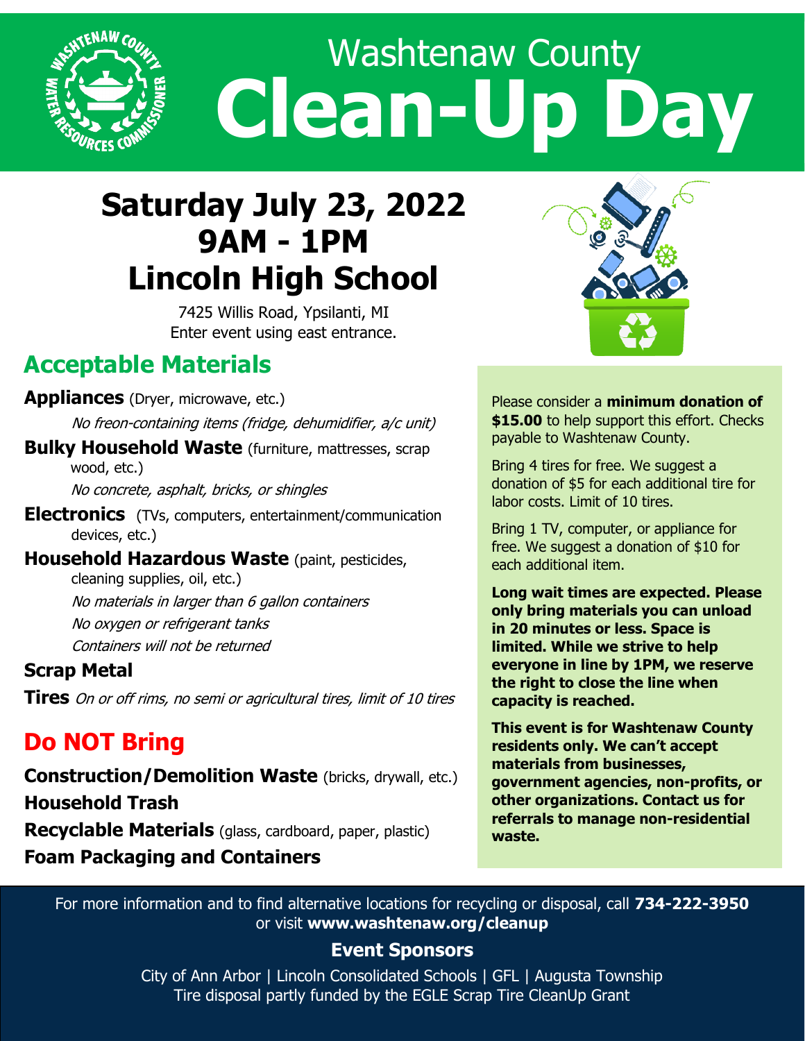# Washtenaw County Clean-Up Day

## Saturday July 23, 2022
## 9AM - 1PM
## Lincoln High School

7425 Willis Road, Ypsilanti, MI
Enter event using east entrance.

## Acceptable Materials

**Appliances** (Dryer, microwave, etc.)
*No freon-containing items (fridge, dehumidifier, a/c unit)*

**Bulky Household Waste** (furniture, mattresses, scrap wood, etc.)
*No concrete, asphalt, bricks, or shingles*

**Electronics** (TVs, computers, entertainment/communication devices, etc.)

**Household Hazardous Waste** (paint, pesticides, cleaning supplies, oil, etc.)
*No materials in larger than 6 gallon containers*
*No oxygen or refrigerant tanks*
*Containers will not be returned*

**Scrap Metal**

**Tires** *On or off rims, no semi or agricultural tires, limit of 10 tires*

## Do NOT Bring

**Construction/Demolition Waste** (bricks, drywall, etc.)

**Household Trash**

**Recyclable Materials** (glass, cardboard, paper, plastic)

**Foam Packaging and Containers**

Please consider a **minimum donation of $15.00** to help support this effort. Checks payable to Washtenaw County.

Bring 4 tires for free. We suggest a donation of $5 for each additional tire for labor costs. Limit of 10 tires.

Bring 1 TV, computer, or appliance for free. We suggest a donation of $10 for each additional item.

**Long wait times are expected. Please only bring materials you can unload in 20 minutes or less. Space is limited. While we strive to help everyone in line by 1PM, we reserve the right to close the line when capacity is reached.**

**This event is for Washtenaw County residents only. We can't accept materials from businesses, government agencies, non-profits, or other organizations. Contact us for referrals to manage non-residential waste.**

For more information and to find alternative locations for recycling or disposal, call **734-222-3950** or visit **www.washtenaw.org/cleanup**

### Event Sponsors

City of Ann Arbor | Lincoln Consolidated Schools | GFL | Augusta Township
Tire disposal partly funded by the EGLE Scrap Tire CleanUp Grant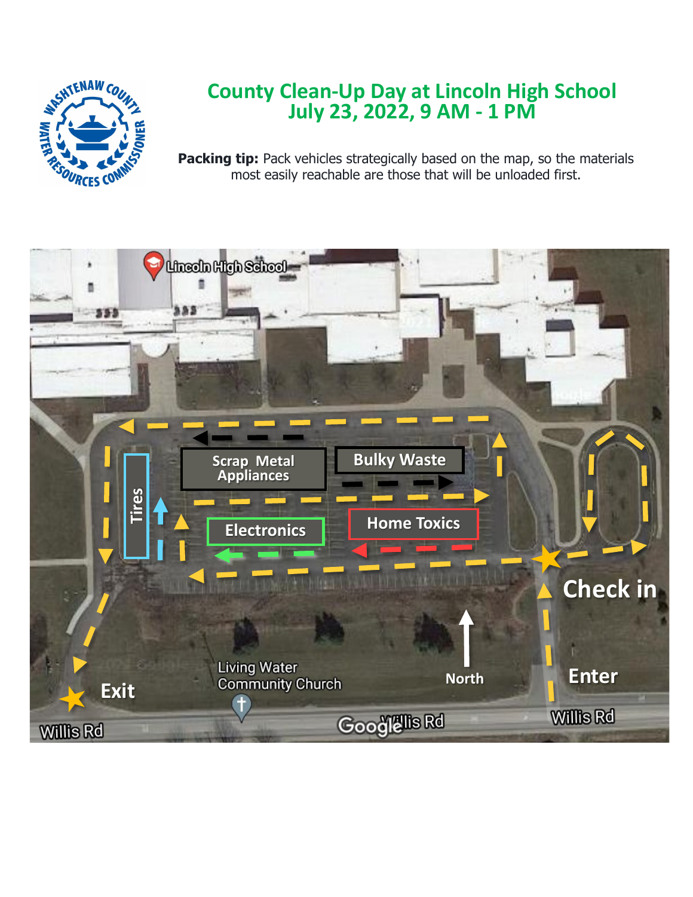# County Clean-Up Day at Lincoln High School
## July 23, 2022, 9 AM - 1 PM

**Packing tip:** Pack vehicles strategically based on the map, so the materials most easily reachable are those that will be unloaded first.

Lincoln High School

Scrap Metal Appliances

Bulky Waste

Tires

Electronics

Home Toxics

Check in

Enter

North

Exit

Living Water Community Church

Willis Rd

Willis Rd

Willis Rd